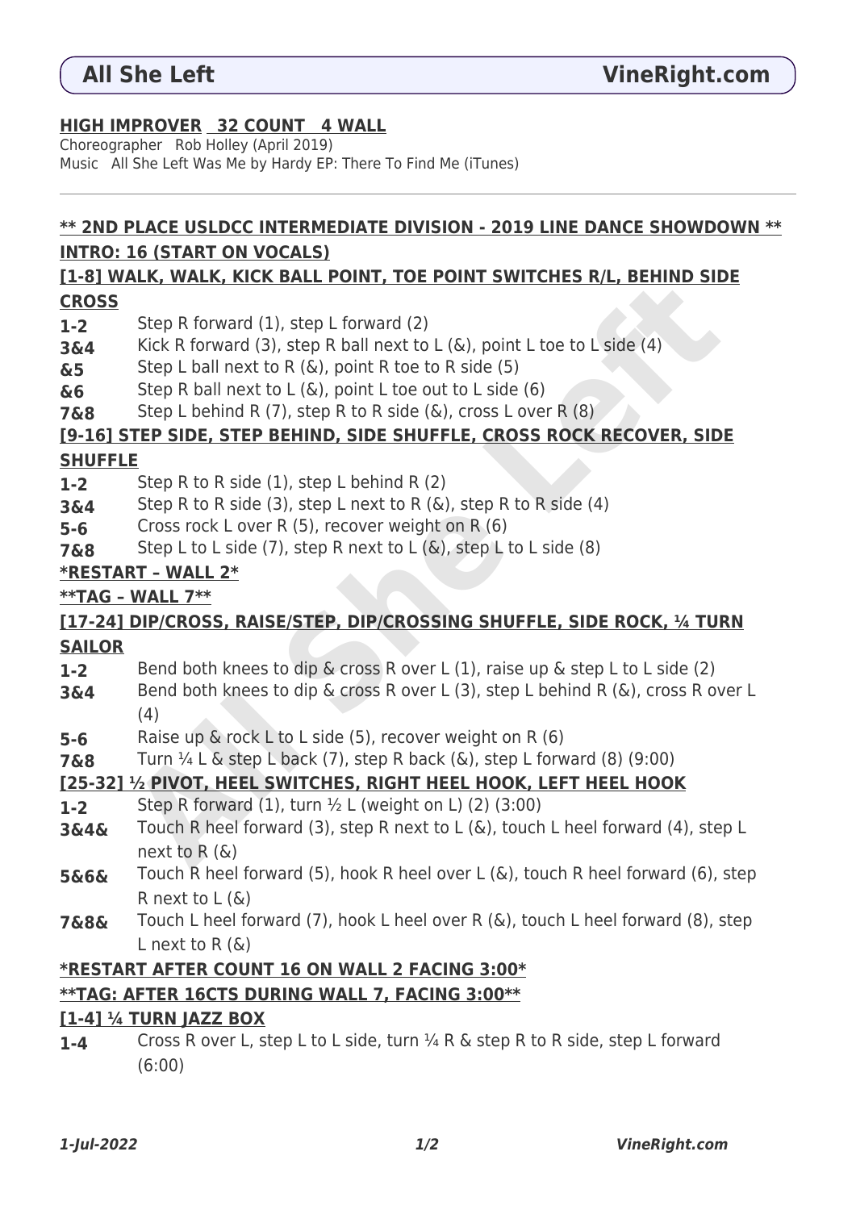# All She Left

**HIGH IMPROVER 32 COUNT 4 WALL**

Choreographer Rob Holley (April 2019)
Music All She Left Was Me by Hardy EP: There To Find Me (iTunes)

---

**\*\* 2ND PLACE USLDCC INTERMEDIATE DIVISION - 2019 LINE DANCE SHOWDOWN \*\***

**INTRO: 16 (START ON VOCALS)**

**[1-8] WALK, WALK, KICK BALL POINT, TOE POINT SWITCHES R/L, BEHIND SIDE CROSS**

| | |
|---|---|
| **1-2** | Step R forward (1), step L forward (2) |
| **3&4** | Kick R forward (3), step R ball next to L (&), point L toe to L side (4) |
| **&5** | Step L ball next to R (&), point R toe to R side (5) |
| **&6** | Step R ball next to L (&), point L toe out to L side (6) |
| **7&8** | Step L behind R (7), step R to R side (&), cross L over R (8) |

**[9-16] STEP SIDE, STEP BEHIND, SIDE SHUFFLE, CROSS ROCK RECOVER, SIDE SHUFFLE**

| | |
|---|---|
| **1-2** | Step R to R side (1), step L behind R (2) |
| **3&4** | Step R to R side (3), step L next to R (&), step R to R side (4) |
| **5-6** | Cross rock L over R (5), recover weight on R (6) |
| **7&8** | Step L to L side (7), step R next to L (&), step L to L side (8) |

**\*RESTART – WALL 2\***

**\*\*TAG – WALL 7\*\***

**[17-24] DIP/CROSS, RAISE/STEP, DIP/CROSSING SHUFFLE, SIDE ROCK, ¼ TURN SAILOR**

| | |
|---|---|
| **1-2** | Bend both knees to dip & cross R over L (1), raise up & step L to L side (2) |
| **3&4** | Bend both knees to dip & cross R over L (3), step L behind R (&), cross R over L (4) |
| **5-6** | Raise up & rock L to L side (5), recover weight on R (6) |
| **7&8** | Turn ¼ L & step L back (7), step R back (&), step L forward (8) (9:00) |

**[25-32] ½ PIVOT, HEEL SWITCHES, RIGHT HEEL HOOK, LEFT HEEL HOOK**

| | |
|---|---|
| **1-2** | Step R forward (1), turn ½ L (weight on L) (2) (3:00) |
| **3&4&** | Touch R heel forward (3), step R next to L (&), touch L heel forward (4), step L next to R (&) |
| **5&6&** | Touch R heel forward (5), hook R heel over L (&), touch R heel forward (6), step R next to L (&) |
| **7&8&** | Touch L heel forward (7), hook L heel over R (&), touch L heel forward (8), step L next to R (&) |

**\*RESTART AFTER COUNT 16 ON WALL 2 FACING 3:00\***

**\*\*TAG: AFTER 16CTS DURING WALL 7, FACING 3:00\*\***

**[1-4] ¼ TURN JAZZ BOX**

| | |
|---|---|
| **1-4** | Cross R over L, step L to L side, turn ¼ R & step R to R side, step L forward (6:00) |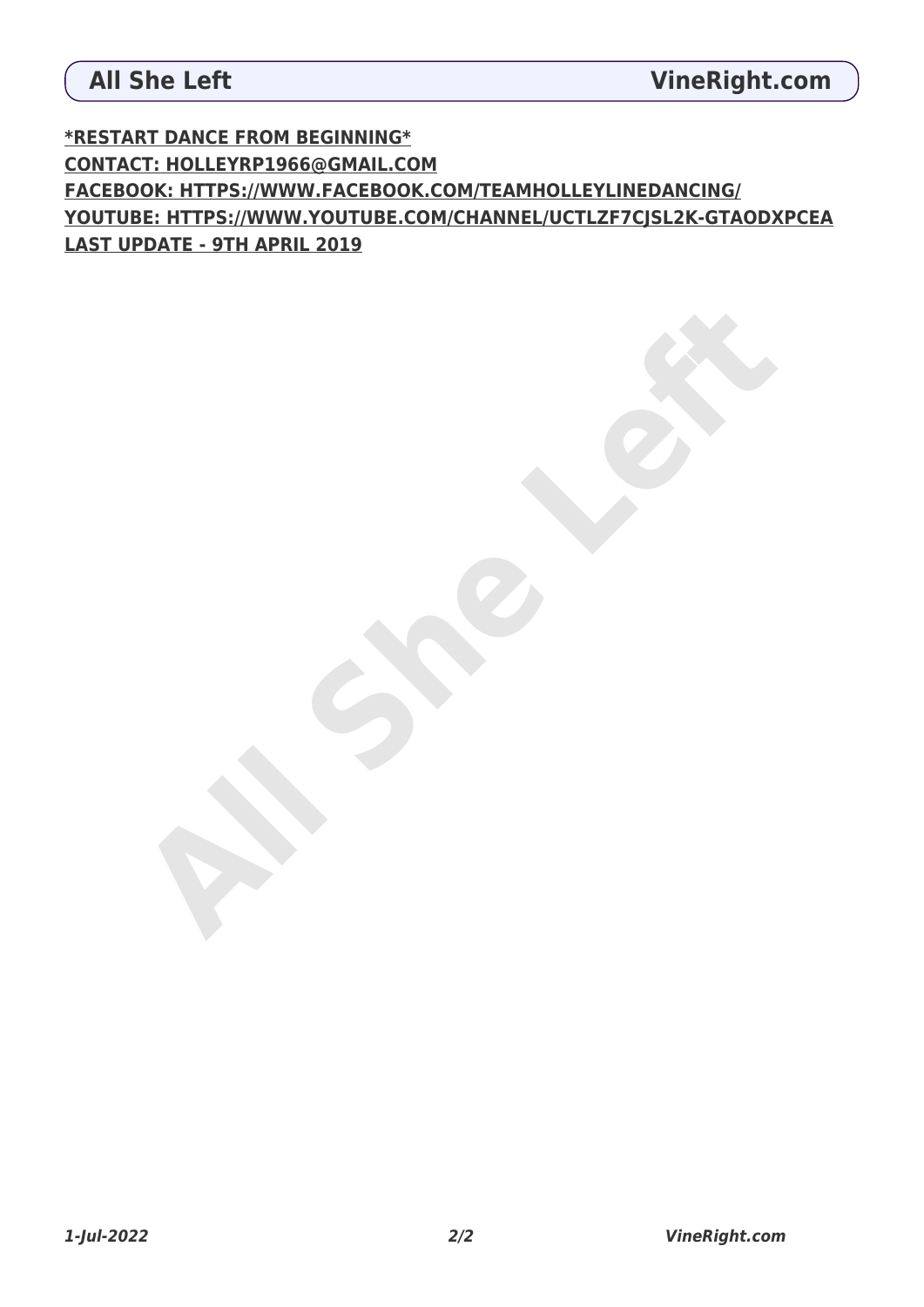**\*RESTART DANCE FROM BEGINNING\***

**CONTACT: HOLLEYRP1966@GMAIL.COM**

**FACEBOOK: HTTPS://WWW.FACEBOOK.COM/TEAMHOLLEYLINEDANCING/**

**YOUTUBE: HTTPS://WWW.YOUTUBE.COM/CHANNEL/UCTLZF7CJSL2K-GTAODXPCEA**

**LAST UPDATE - 9TH APRIL 2019**